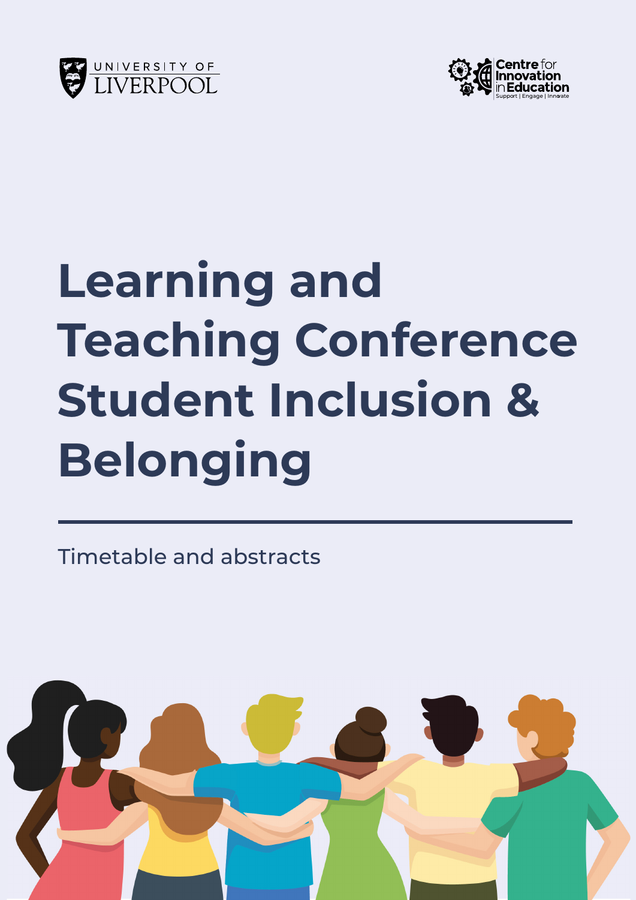UNIVERSITY OF LIVERPOOL

Centre for Innovation in Education
Support | Engage | Innovate

# Learning and Teaching Conference Student Inclusion & Belonging

Timetable and abstracts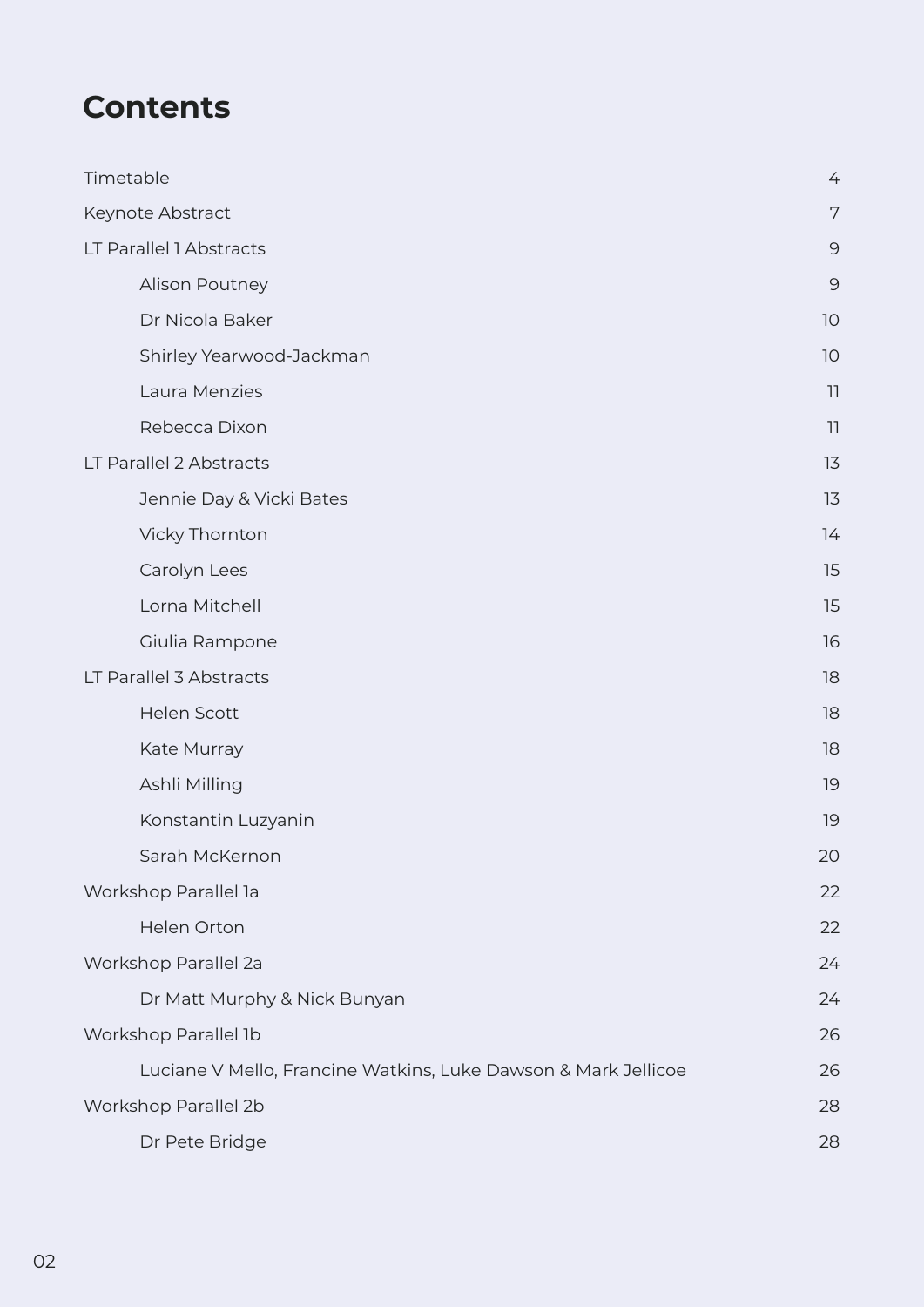# Contents

| | |
|---|---|
| Timetable | 4 |
| Keynote Abstract | 7 |
| LT Parallel 1 Abstracts | 9 |
| Alison Poutney | 9 |
| Dr Nicola Baker | 10 |
| Shirley Yearwood-Jackman | 10 |
| Laura Menzies | 11 |
| Rebecca Dixon | 11 |
| LT Parallel 2 Abstracts | 13 |
| Jennie Day & Vicki Bates | 13 |
| Vicky Thornton | 14 |
| Carolyn Lees | 15 |
| Lorna Mitchell | 15 |
| Giulia Rampone | 16 |
| LT Parallel 3 Abstracts | 18 |
| Helen Scott | 18 |
| Kate Murray | 18 |
| Ashli Milling | 19 |
| Konstantin Luzyanin | 19 |
| Sarah McKernon | 20 |
| Workshop Parallel 1a | 22 |
| Helen Orton | 22 |
| Workshop Parallel 2a | 24 |
| Dr Matt Murphy & Nick Bunyan | 24 |
| Workshop Parallel 1b | 26 |
| Luciane V Mello, Francine Watkins, Luke Dawson & Mark Jellicoe | 26 |
| Workshop Parallel 2b | 28 |
| Dr Pete Bridge | 28 |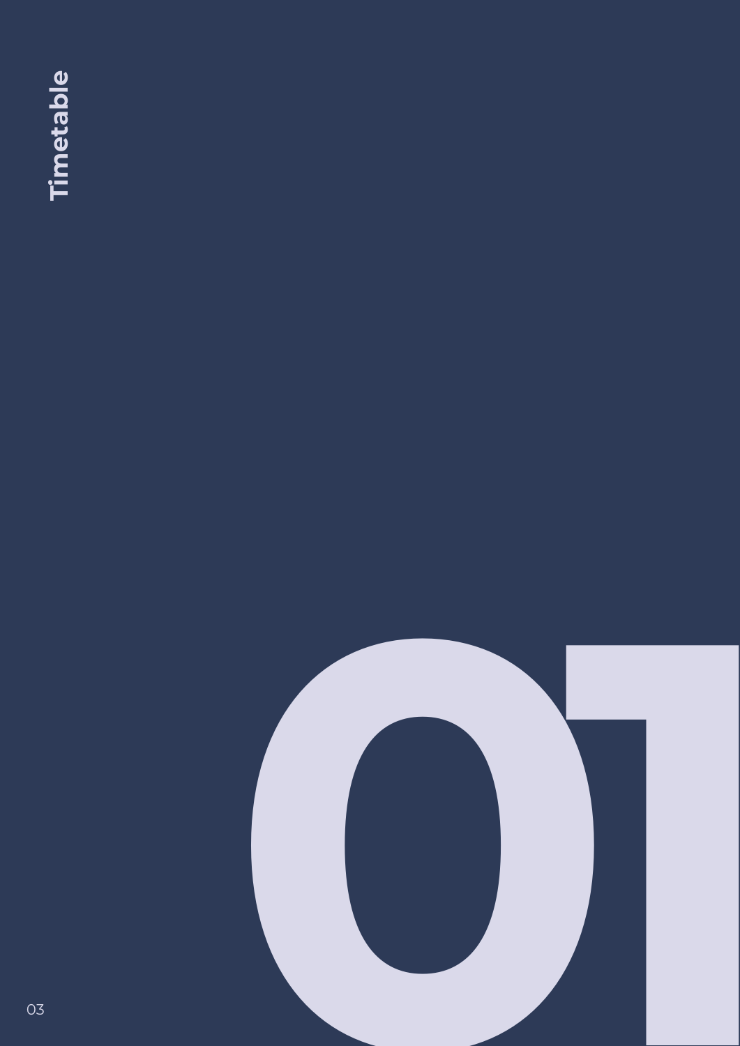# 01

## Timetable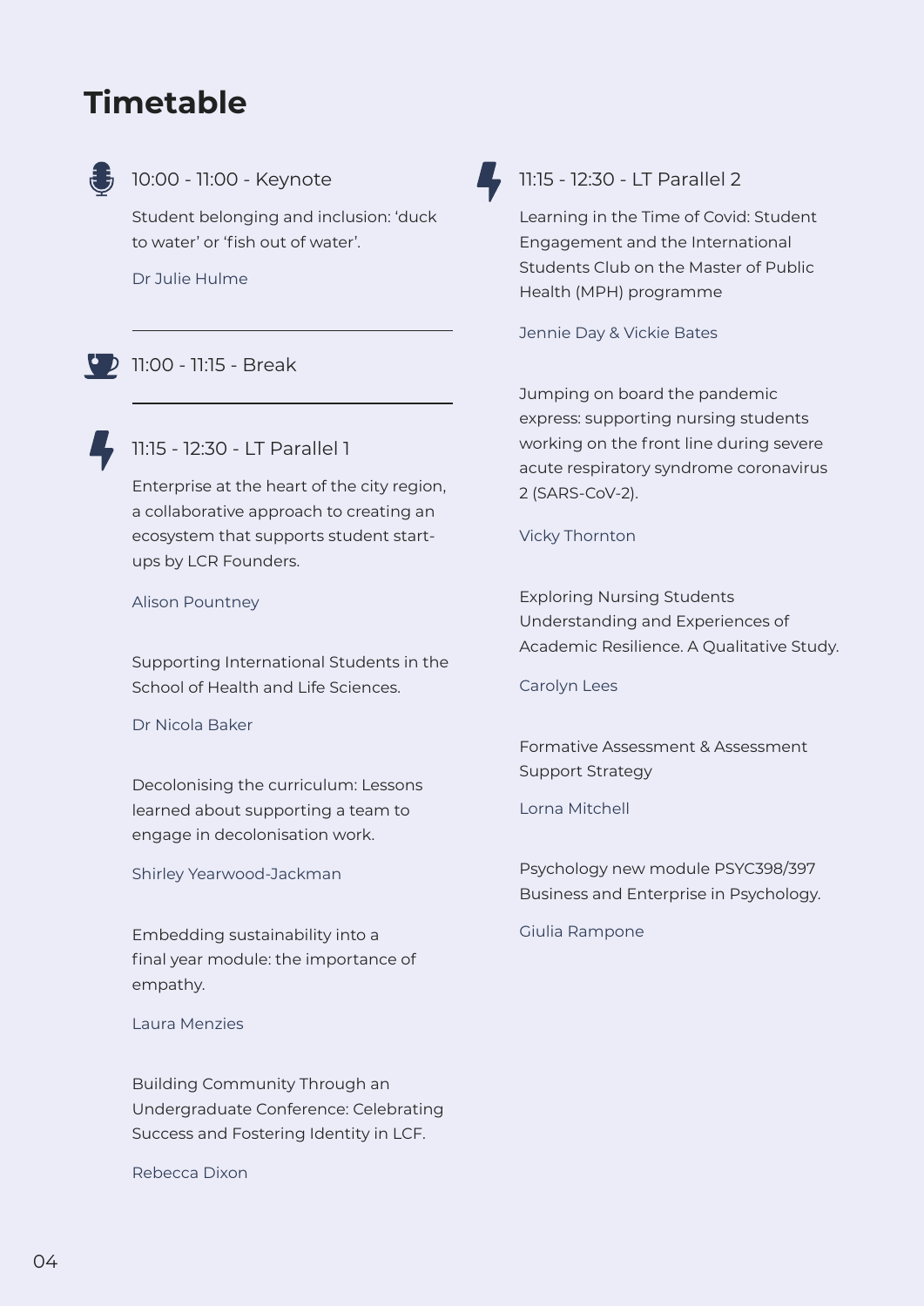# Timetable

## 10:00 - 11:00 - Keynote

Student belonging and inclusion: 'duck to water' or 'fish out of water'.

Dr Julie Hulme

---

## 11:00 - 11:15 - Break

---

## 11:15 - 12:30 - LT Parallel 1

Enterprise at the heart of the city region, a collaborative approach to creating an ecosystem that supports student start-ups by LCR Founders.

Alison Pountney

Supporting International Students in the School of Health and Life Sciences.

Dr Nicola Baker

Decolonising the curriculum: Lessons learned about supporting a team to engage in decolonisation work.

Shirley Yearwood-Jackman

Embedding sustainability into a final year module: the importance of empathy.

Laura Menzies

Building Community Through an Undergraduate Conference: Celebrating Success and Fostering Identity in LCF.

Rebecca Dixon

## 11:15 - 12:30 - LT Parallel 2

Learning in the Time of Covid: Student Engagement and the International Students Club on the Master of Public Health (MPH) programme

Jennie Day & Vickie Bates

Jumping on board the pandemic express: supporting nursing students working on the front line during severe acute respiratory syndrome coronavirus 2 (SARS-CoV-2).

Vicky Thornton

Exploring Nursing Students Understanding and Experiences of Academic Resilience. A Qualitative Study.

Carolyn Lees

Formative Assessment & Assessment Support Strategy

Lorna Mitchell

Psychology new module PSYC398/397 Business and Enterprise in Psychology.

Giulia Rampone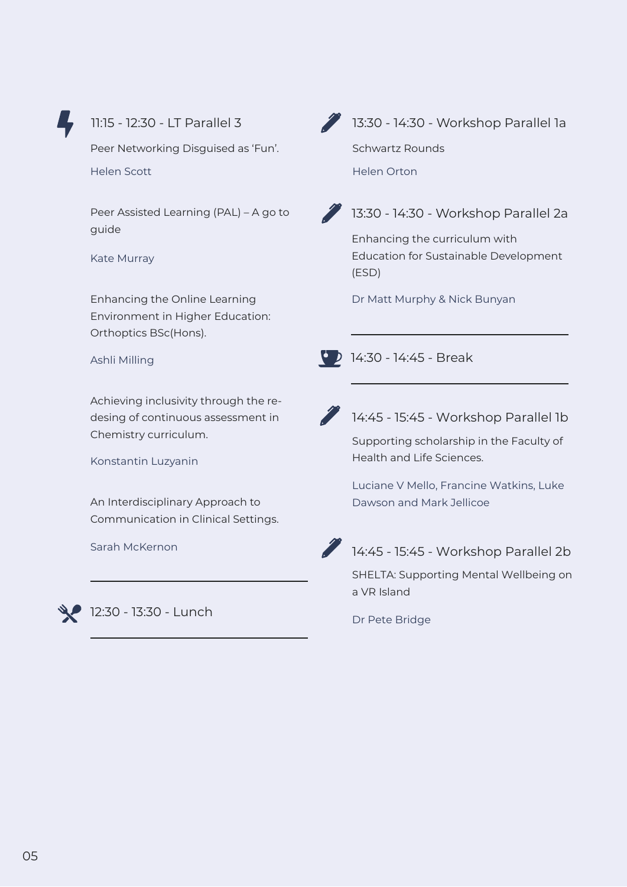### 11:15 - 12:30 - LT Parallel 3

Peer Networking Disguised as 'Fun'.

Helen Scott

Peer Assisted Learning (PAL) – A go to guide

Kate Murray

Enhancing the Online Learning Environment in Higher Education: Orthoptics BSc(Hons).

Ashli Milling

Achieving inclusivity through the re-desing of continuous assessment in Chemistry curriculum.

Konstantin Luzyanin

An Interdisciplinary Approach to Communication in Clinical Settings.

Sarah McKernon

---

### 12:30 - 13:30 - Lunch

---

### 13:30 - 14:30 - Workshop Parallel 1a

Schwartz Rounds

Helen Orton

### 13:30 - 14:30 - Workshop Parallel 2a

Enhancing the curriculum with Education for Sustainable Development (ESD)

Dr Matt Murphy & Nick Bunyan

---

### 14:30 - 14:45 - Break

---

### 14:45 - 15:45 - Workshop Parallel 1b

Supporting scholarship in the Faculty of Health and Life Sciences.

Luciane V Mello, Francine Watkins, Luke Dawson and Mark Jellicoe

### 14:45 - 15:45 - Workshop Parallel 2b

SHELTA: Supporting Mental Wellbeing on a VR Island

Dr Pete Bridge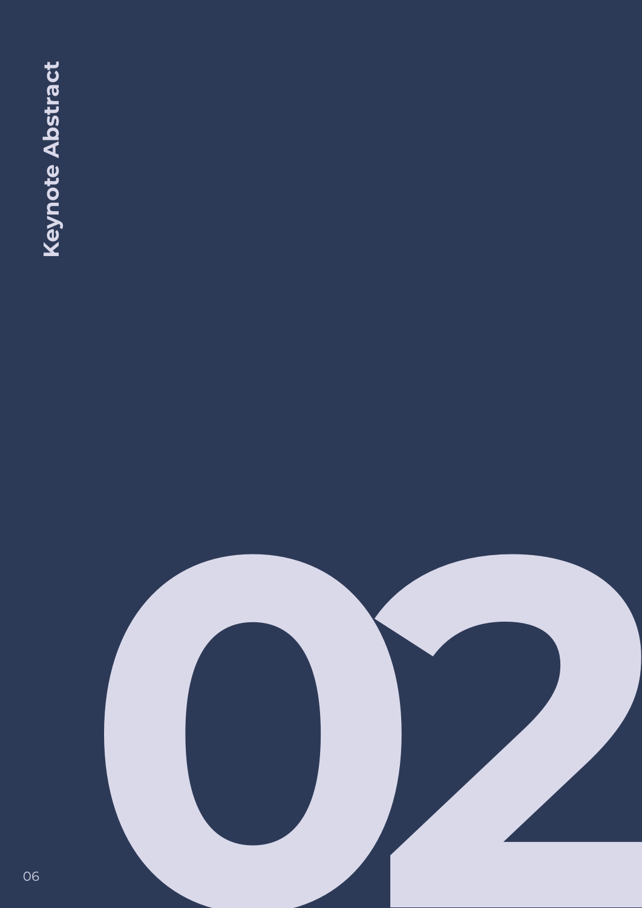# 02 Keynote Abstract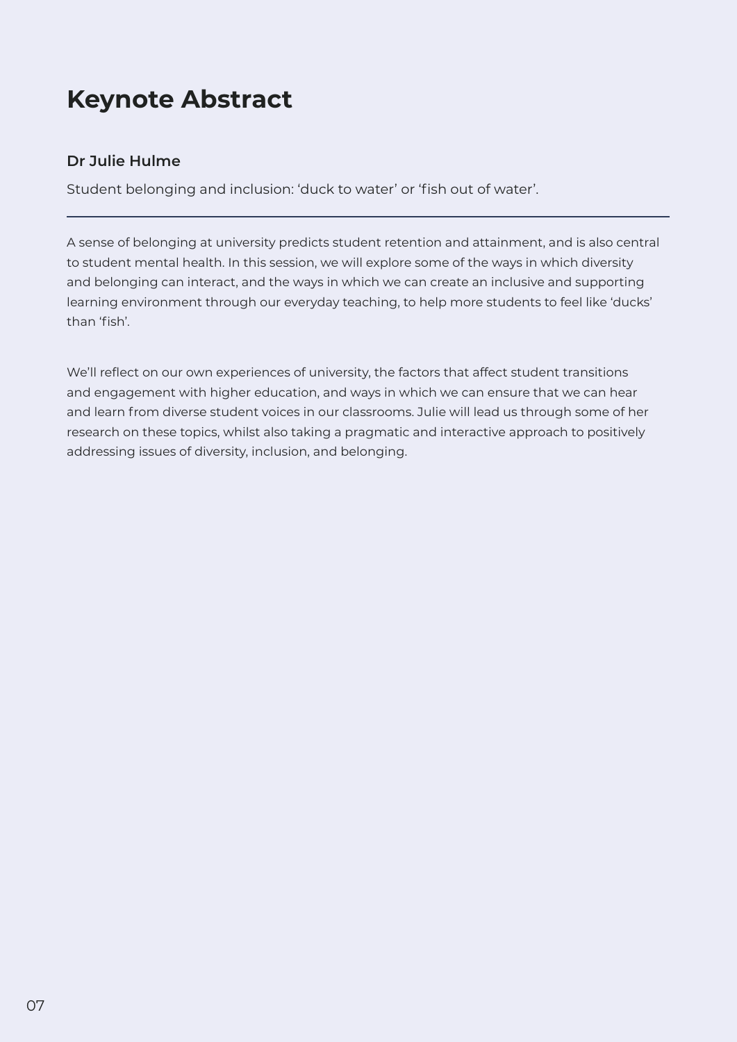# Keynote Abstract

**Dr Julie Hulme**

Student belonging and inclusion: ‘duck to water’ or ‘fish out of water’.

---

A sense of belonging at university predicts student retention and attainment, and is also central to student mental health. In this session, we will explore some of the ways in which diversity and belonging can interact, and the ways in which we can create an inclusive and supporting learning environment through our everyday teaching, to help more students to feel like ‘ducks’ than ‘fish’.

We’ll reflect on our own experiences of university, the factors that affect student transitions and engagement with higher education, and ways in which we can ensure that we can hear and learn from diverse student voices in our classrooms. Julie will lead us through some of her research on these topics, whilst also taking a pragmatic and interactive approach to positively addressing issues of diversity, inclusion, and belonging.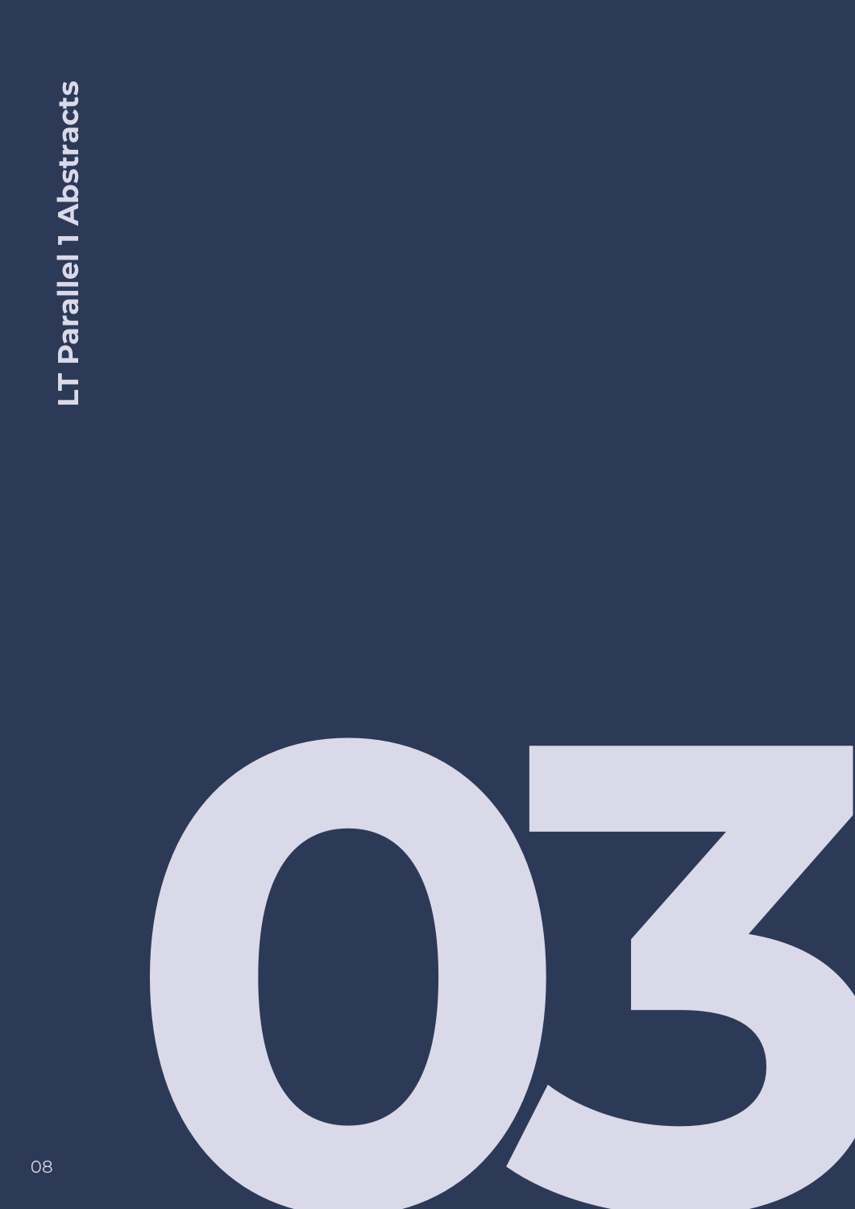# 03

## LT Parallel 1 Abstracts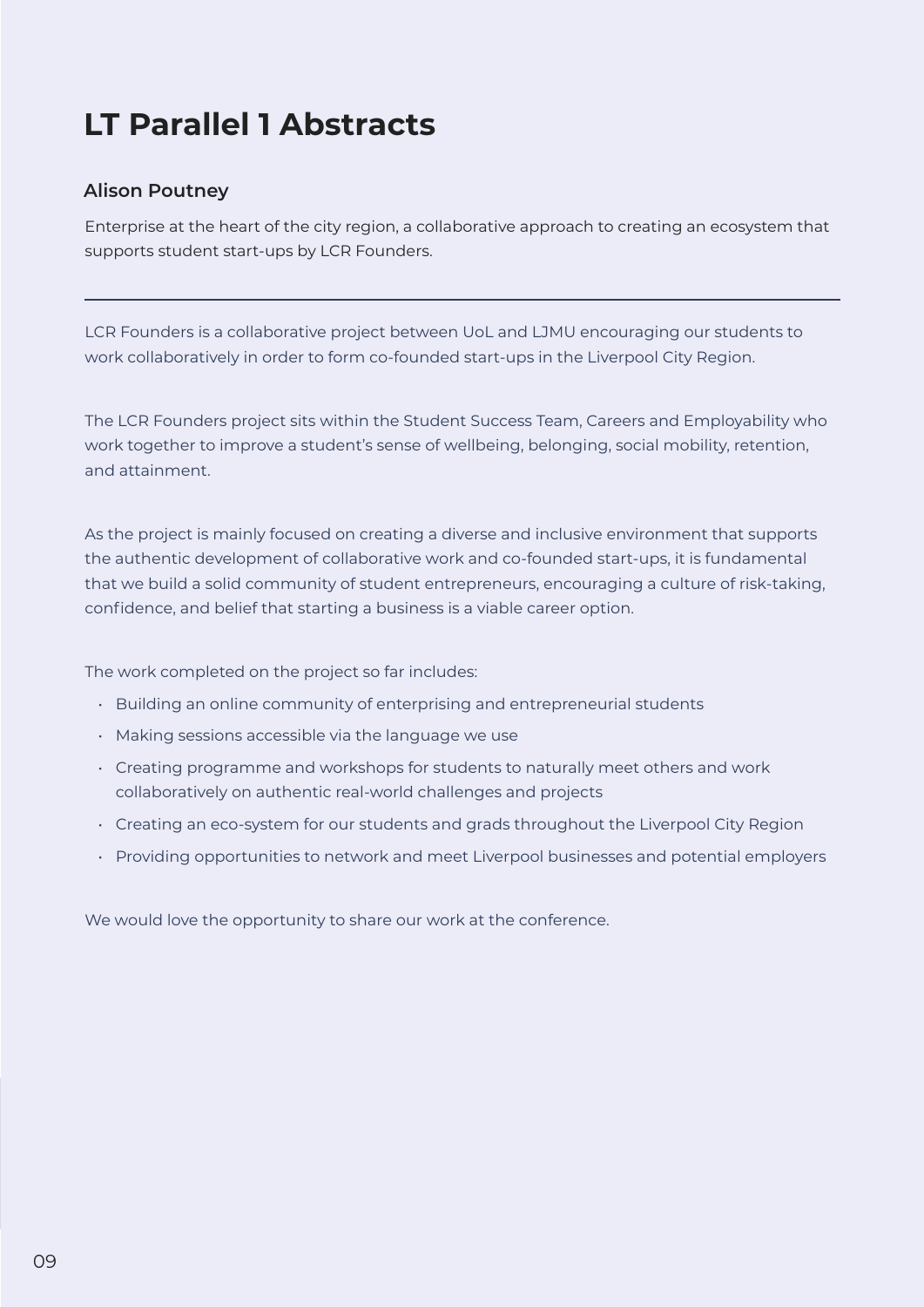# LT Parallel 1 Abstracts

### Alison Poutney

Enterprise at the heart of the city region, a collaborative approach to creating an ecosystem that supports student start-ups by LCR Founders.

---

LCR Founders is a collaborative project between UoL and LJMU encouraging our students to work collaboratively in order to form co-founded start-ups in the Liverpool City Region.

The LCR Founders project sits within the Student Success Team, Careers and Employability who work together to improve a student's sense of wellbeing, belonging, social mobility, retention, and attainment.

As the project is mainly focused on creating a diverse and inclusive environment that supports the authentic development of collaborative work and co-founded start-ups, it is fundamental that we build a solid community of student entrepreneurs, encouraging a culture of risk-taking, confidence, and belief that starting a business is a viable career option.

The work completed on the project so far includes:

- Building an online community of enterprising and entrepreneurial students
- Making sessions accessible via the language we use
- Creating programme and workshops for students to naturally meet others and work collaboratively on authentic real-world challenges and projects
- Creating an eco-system for our students and grads throughout the Liverpool City Region
- Providing opportunities to network and meet Liverpool businesses and potential employers

We would love the opportunity to share our work at the conference.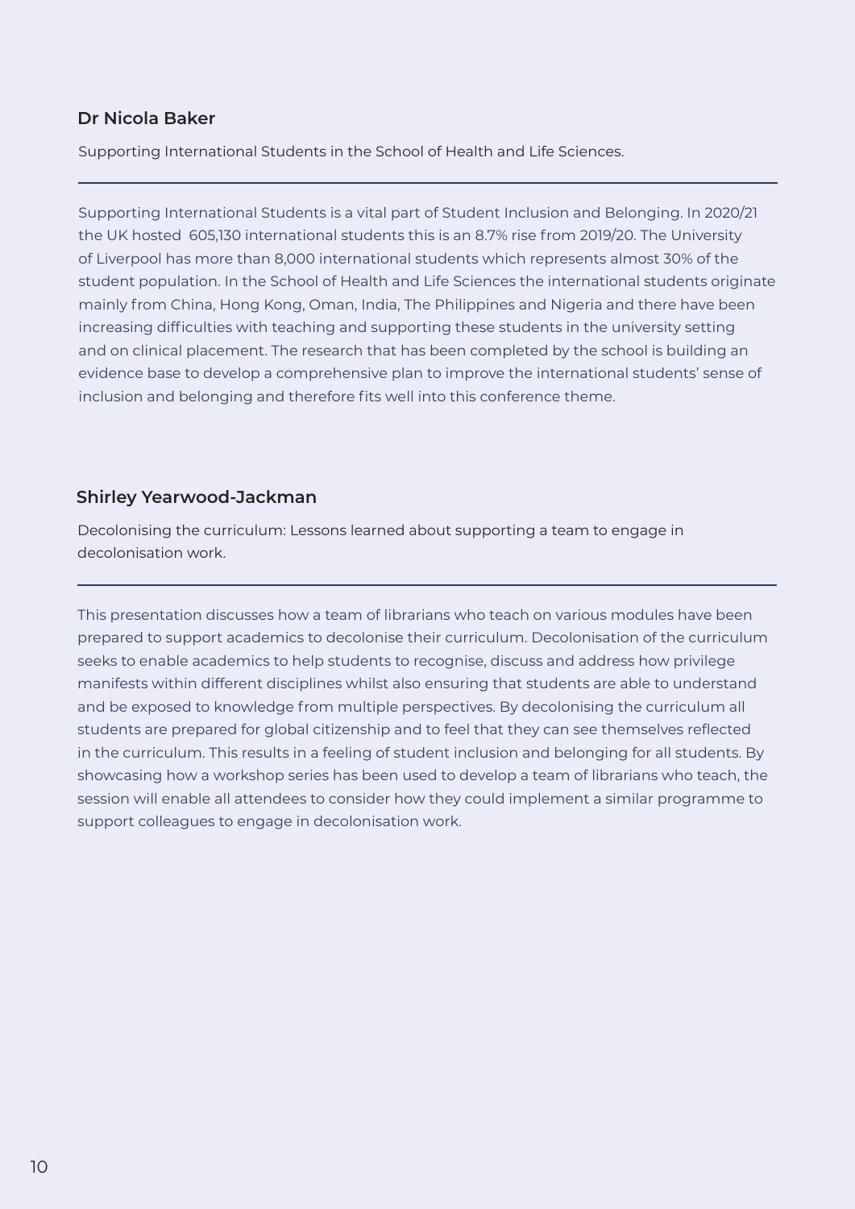### Dr Nicola Baker

Supporting International Students in the School of Health and Life Sciences.

---

Supporting International Students is a vital part of Student Inclusion and Belonging. In 2020/21 the UK hosted 605,130 international students this is an 8.7% rise from 2019/20. The University of Liverpool has more than 8,000 international students which represents almost 30% of the student population. In the School of Health and Life Sciences the international students originate mainly from China, Hong Kong, Oman, India, The Philippines and Nigeria and there have been increasing difficulties with teaching and supporting these students in the university setting and on clinical placement. The research that has been completed by the school is building an evidence base to develop a comprehensive plan to improve the international students' sense of inclusion and belonging and therefore fits well into this conference theme.

### Shirley Yearwood-Jackman

Decolonising the curriculum: Lessons learned about supporting a team to engage in decolonisation work.

---

This presentation discusses how a team of librarians who teach on various modules have been prepared to support academics to decolonise their curriculum. Decolonisation of the curriculum seeks to enable academics to help students to recognise, discuss and address how privilege manifests within different disciplines whilst also ensuring that students are able to understand and be exposed to knowledge from multiple perspectives. By decolonising the curriculum all students are prepared for global citizenship and to feel that they can see themselves reflected in the curriculum. This results in a feeling of student inclusion and belonging for all students. By showcasing how a workshop series has been used to develop a team of librarians who teach, the session will enable all attendees to consider how they could implement a similar programme to support colleagues to engage in decolonisation work.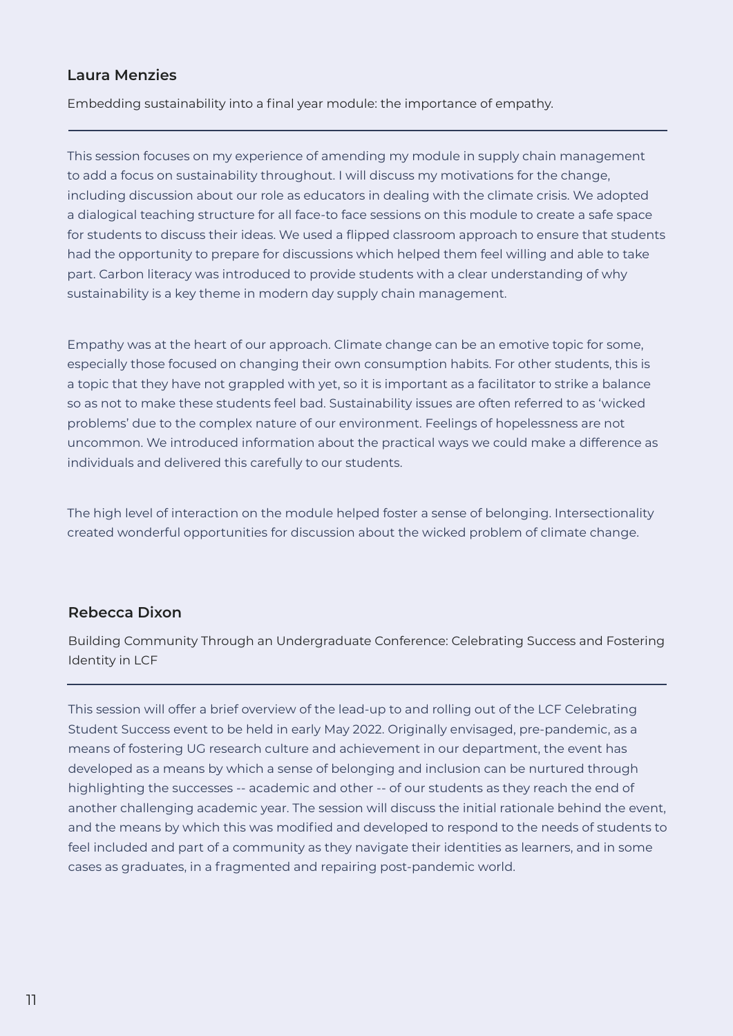### Laura Menzies

Embedding sustainability into a final year module: the importance of empathy.

---

This session focuses on my experience of amending my module in supply chain management to add a focus on sustainability throughout. I will discuss my motivations for the change, including discussion about our role as educators in dealing with the climate crisis. We adopted a dialogical teaching structure for all face-to face sessions on this module to create a safe space for students to discuss their ideas. We used a flipped classroom approach to ensure that students had the opportunity to prepare for discussions which helped them feel willing and able to take part. Carbon literacy was introduced to provide students with a clear understanding of why sustainability is a key theme in modern day supply chain management.

Empathy was at the heart of our approach. Climate change can be an emotive topic for some, especially those focused on changing their own consumption habits. For other students, this is a topic that they have not grappled with yet, so it is important as a facilitator to strike a balance so as not to make these students feel bad. Sustainability issues are often referred to as 'wicked problems' due to the complex nature of our environment. Feelings of hopelessness are not uncommon. We introduced information about the practical ways we could make a difference as individuals and delivered this carefully to our students.

The high level of interaction on the module helped foster a sense of belonging. Intersectionality created wonderful opportunities for discussion about the wicked problem of climate change.

### Rebecca Dixon

Building Community Through an Undergraduate Conference: Celebrating Success and Fostering Identity in LCF

---

This session will offer a brief overview of the lead-up to and rolling out of the LCF Celebrating Student Success event to be held in early May 2022. Originally envisaged, pre-pandemic, as a means of fostering UG research culture and achievement in our department, the event has developed as a means by which a sense of belonging and inclusion can be nurtured through highlighting the successes -- academic and other -- of our students as they reach the end of another challenging academic year. The session will discuss the initial rationale behind the event, and the means by which this was modified and developed to respond to the needs of students to feel included and part of a community as they navigate their identities as learners, and in some cases as graduates, in a fragmented and repairing post-pandemic world.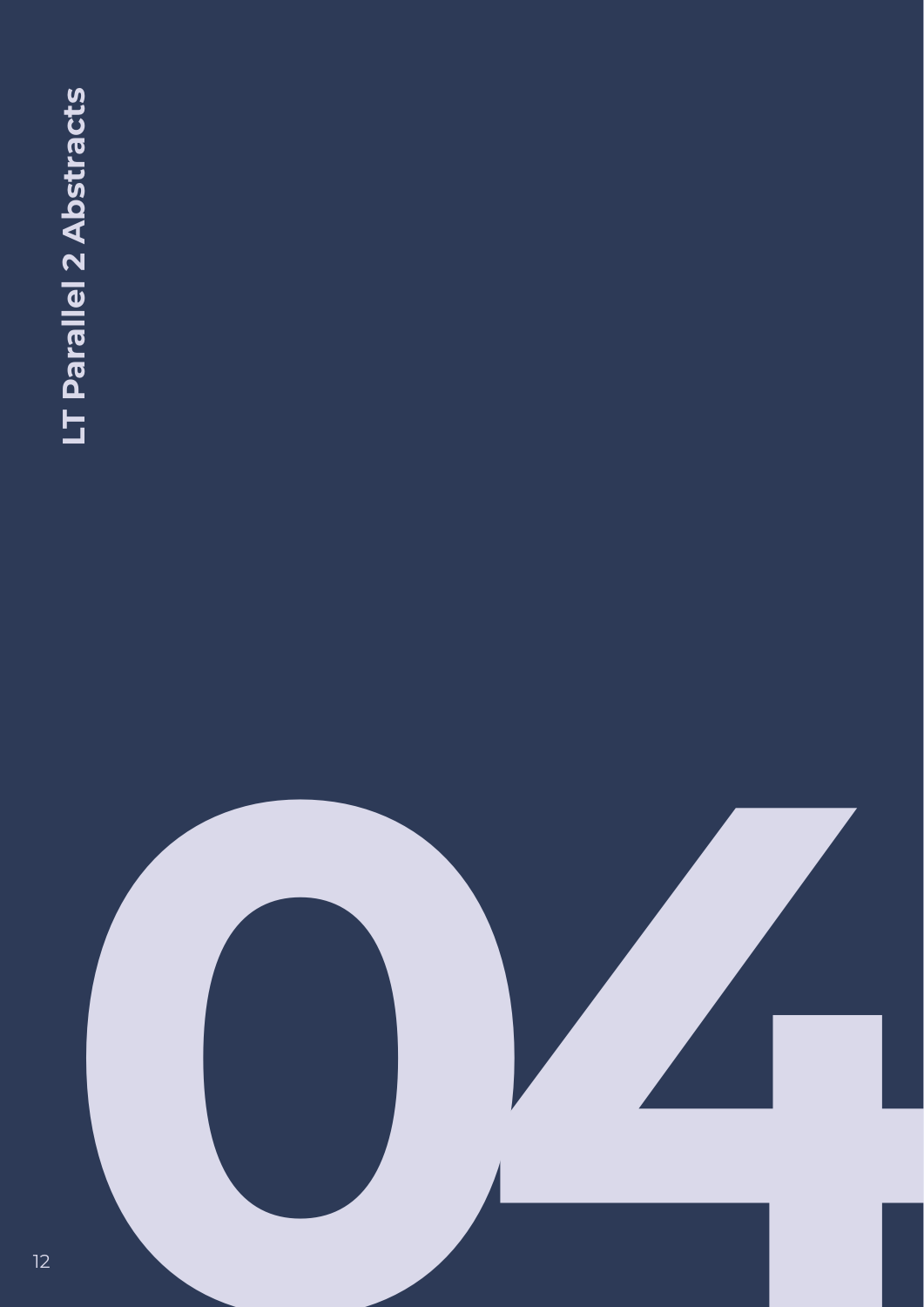# 04

# LT Parallel 2 Abstracts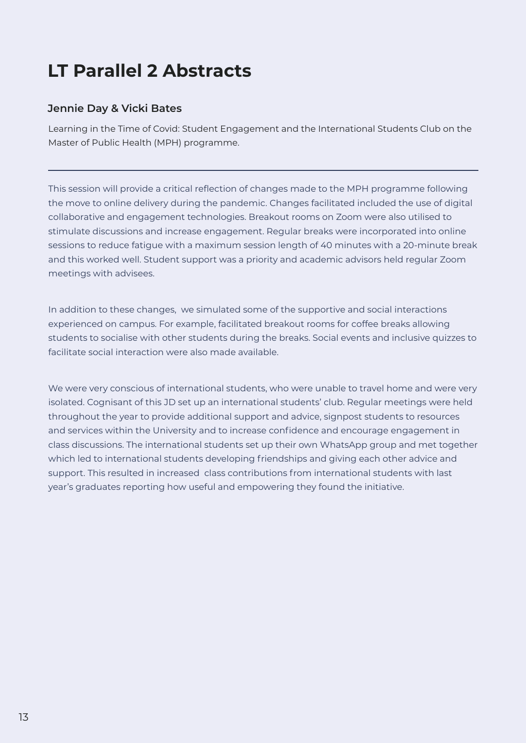# LT Parallel 2 Abstracts

### Jennie Day & Vicki Bates

Learning in the Time of Covid: Student Engagement and the International Students Club on the Master of Public Health (MPH) programme.

---

This session will provide a critical reflection of changes made to the MPH programme following the move to online delivery during the pandemic. Changes facilitated included the use of digital collaborative and engagement technologies. Breakout rooms on Zoom were also utilised to stimulate discussions and increase engagement. Regular breaks were incorporated into online sessions to reduce fatigue with a maximum session length of 40 minutes with a 20-minute break and this worked well. Student support was a priority and academic advisors held regular Zoom meetings with advisees.

In addition to these changes, we simulated some of the supportive and social interactions experienced on campus. For example, facilitated breakout rooms for coffee breaks allowing students to socialise with other students during the breaks. Social events and inclusive quizzes to facilitate social interaction were also made available.

We were very conscious of international students, who were unable to travel home and were very isolated. Cognisant of this JD set up an international students' club. Regular meetings were held throughout the year to provide additional support and advice, signpost students to resources and services within the University and to increase confidence and encourage engagement in class discussions. The international students set up their own WhatsApp group and met together which led to international students developing friendships and giving each other advice and support. This resulted in increased class contributions from international students with last year's graduates reporting how useful and empowering they found the initiative.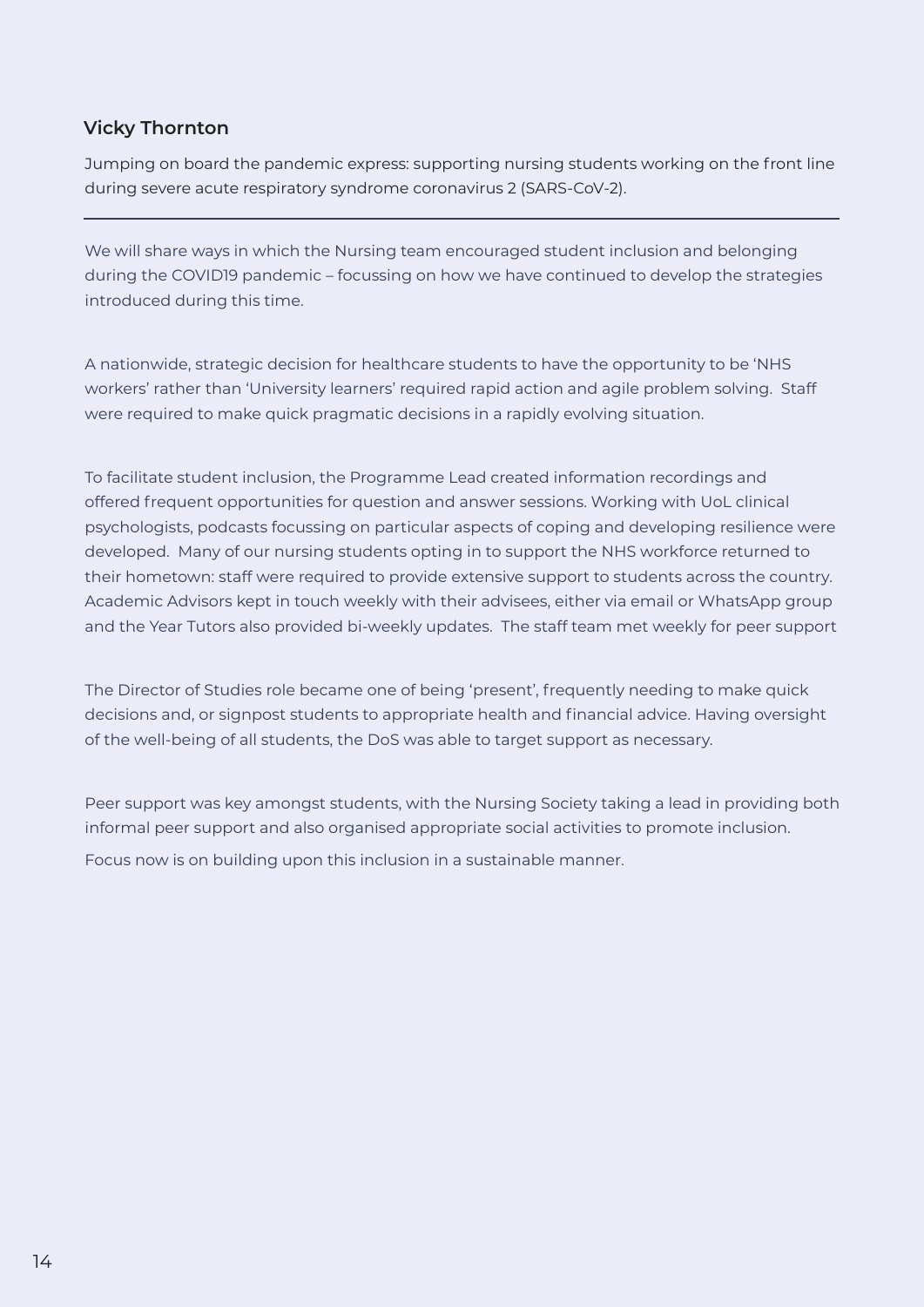### Vicky Thornton

Jumping on board the pandemic express: supporting nursing students working on the front line during severe acute respiratory syndrome coronavirus 2 (SARS-CoV-2).

---

We will share ways in which the Nursing team encouraged student inclusion and belonging during the COVID19 pandemic – focussing on how we have continued to develop the strategies introduced during this time.

A nationwide, strategic decision for healthcare students to have the opportunity to be 'NHS workers' rather than 'University learners' required rapid action and agile problem solving. Staff were required to make quick pragmatic decisions in a rapidly evolving situation.

To facilitate student inclusion, the Programme Lead created information recordings and offered frequent opportunities for question and answer sessions. Working with UoL clinical psychologists, podcasts focussing on particular aspects of coping and developing resilience were developed. Many of our nursing students opting in to support the NHS workforce returned to their hometown: staff were required to provide extensive support to students across the country. Academic Advisors kept in touch weekly with their advisees, either via email or WhatsApp group and the Year Tutors also provided bi-weekly updates. The staff team met weekly for peer support

The Director of Studies role became one of being 'present', frequently needing to make quick decisions and, or signpost students to appropriate health and financial advice. Having oversight of the well-being of all students, the DoS was able to target support as necessary.

Peer support was key amongst students, with the Nursing Society taking a lead in providing both informal peer support and also organised appropriate social activities to promote inclusion.

Focus now is on building upon this inclusion in a sustainable manner.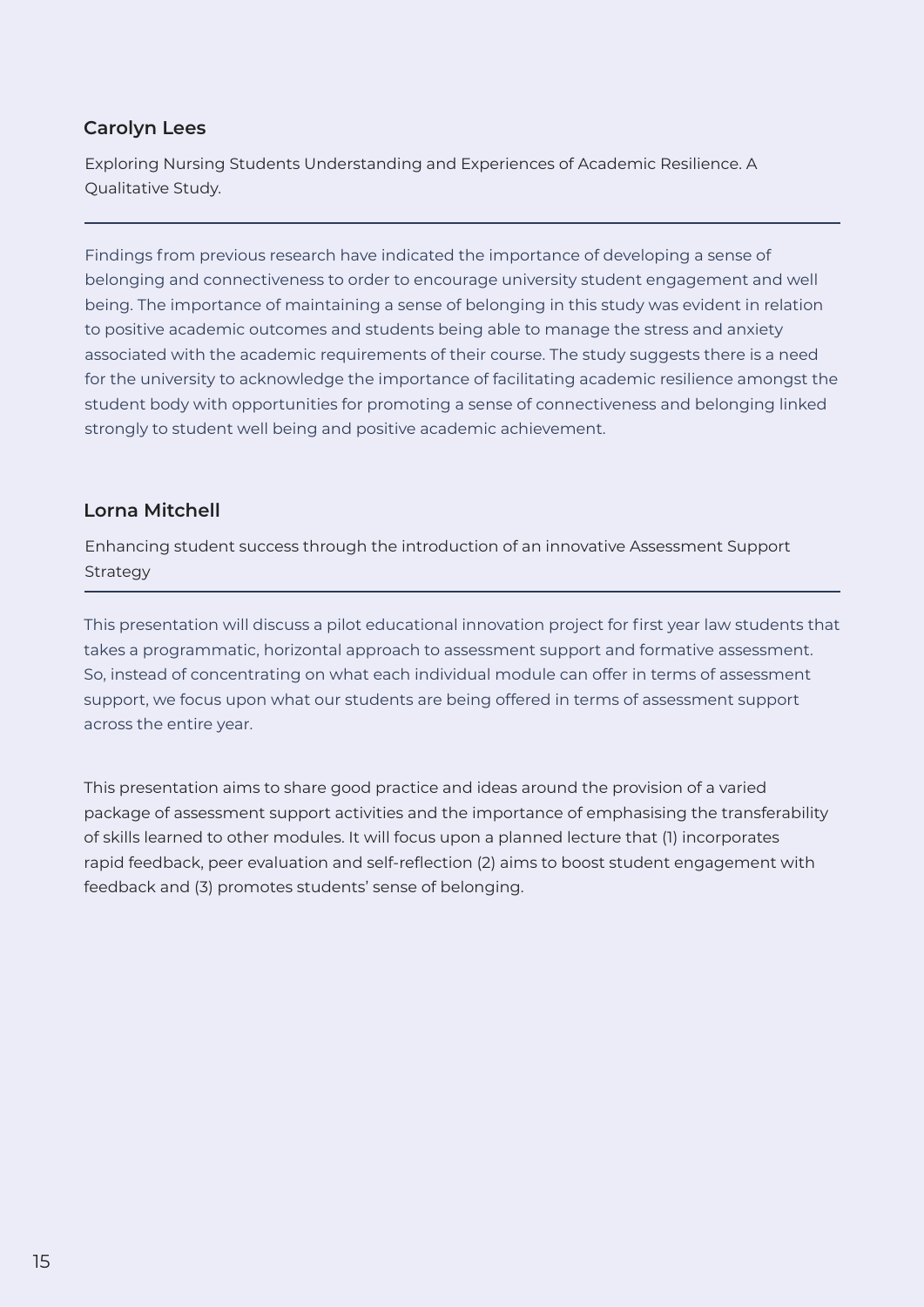### Carolyn Lees

Exploring Nursing Students Understanding and Experiences of Academic Resilience. A Qualitative Study.

---

Findings from previous research have indicated the importance of developing a sense of belonging and connectiveness to order to encourage university student engagement and well being. The importance of maintaining a sense of belonging in this study was evident in relation to positive academic outcomes and students being able to manage the stress and anxiety associated with the academic requirements of their course. The study suggests there is a need for the university to acknowledge the importance of facilitating academic resilience amongst the student body with opportunities for promoting a sense of connectiveness and belonging linked strongly to student well being and positive academic achievement.

### Lorna Mitchell

Enhancing student success through the introduction of an innovative Assessment Support Strategy

---

This presentation will discuss a pilot educational innovation project for first year law students that takes a programmatic, horizontal approach to assessment support and formative assessment. So, instead of concentrating on what each individual module can offer in terms of assessment support, we focus upon what our students are being offered in terms of assessment support across the entire year.

This presentation aims to share good practice and ideas around the provision of a varied package of assessment support activities and the importance of emphasising the transferability of skills learned to other modules. It will focus upon a planned lecture that (1) incorporates rapid feedback, peer evaluation and self-reflection (2) aims to boost student engagement with feedback and (3) promotes students' sense of belonging.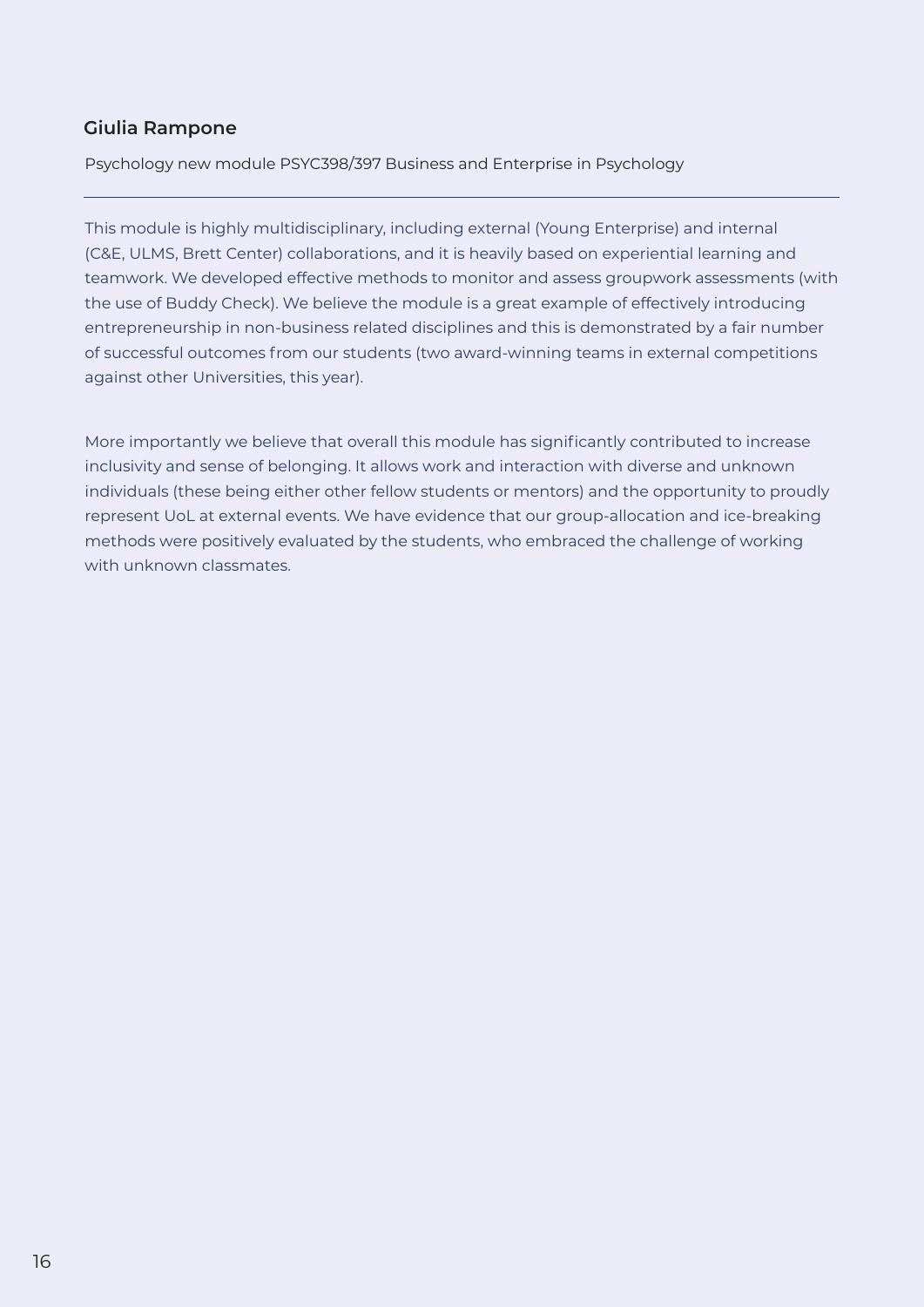### Giulia Rampone

Psychology new module PSYC398/397 Business and Enterprise in Psychology

---

This module is highly multidisciplinary, including external (Young Enterprise) and internal (C&E, ULMS, Brett Center) collaborations, and it is heavily based on experiential learning and teamwork. We developed effective methods to monitor and assess groupwork assessments (with the use of Buddy Check). We believe the module is a great example of effectively introducing entrepreneurship in non-business related disciplines and this is demonstrated by a fair number of successful outcomes from our students (two award-winning teams in external competitions against other Universities, this year).

More importantly we believe that overall this module has significantly contributed to increase inclusivity and sense of belonging. It allows work and interaction with diverse and unknown individuals (these being either other fellow students or mentors) and the opportunity to proudly represent UoL at external events. We have evidence that our group-allocation and ice-breaking methods were positively evaluated by the students, who embraced the challenge of working with unknown classmates.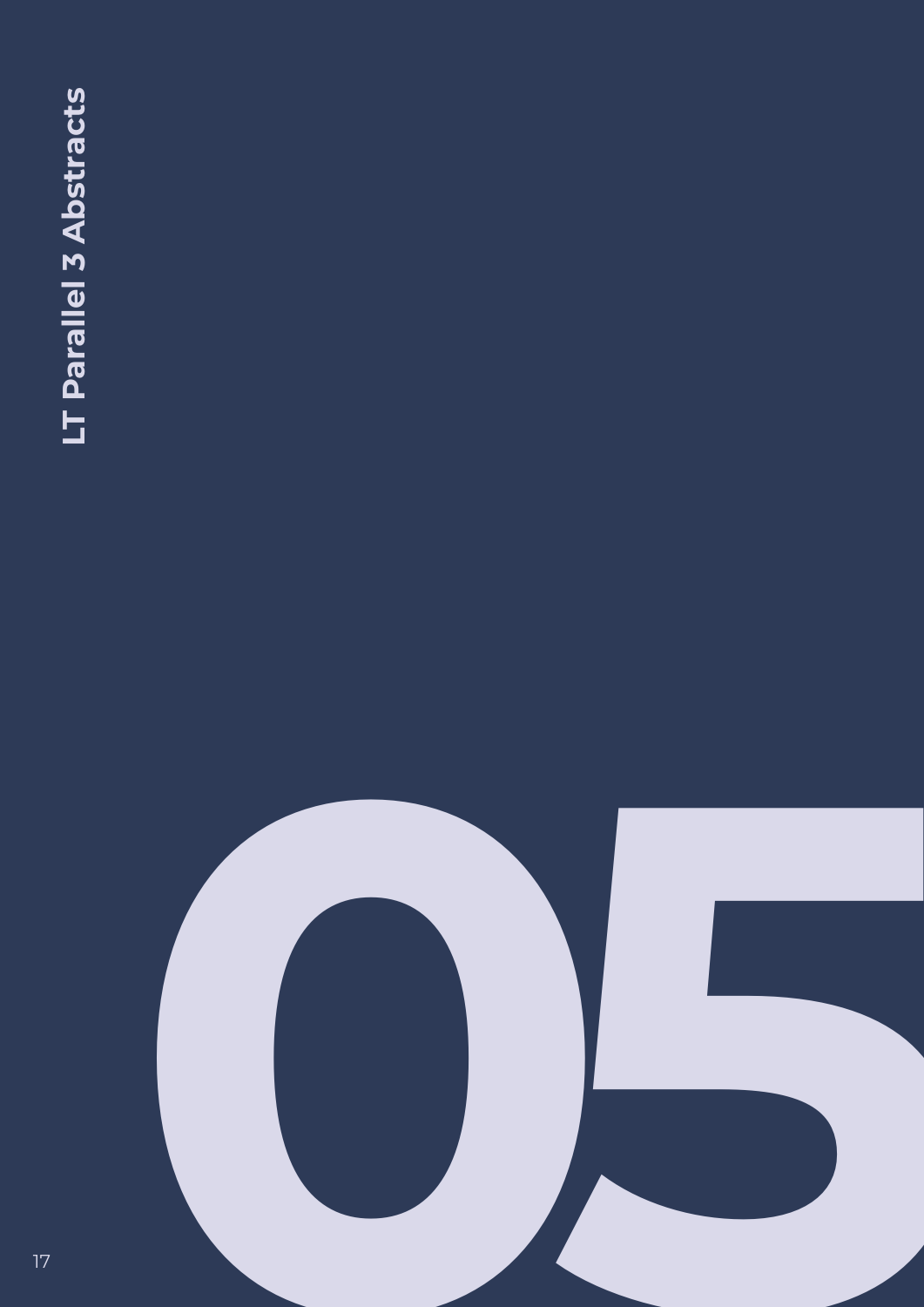# LT Parallel 3 Abstracts

# 05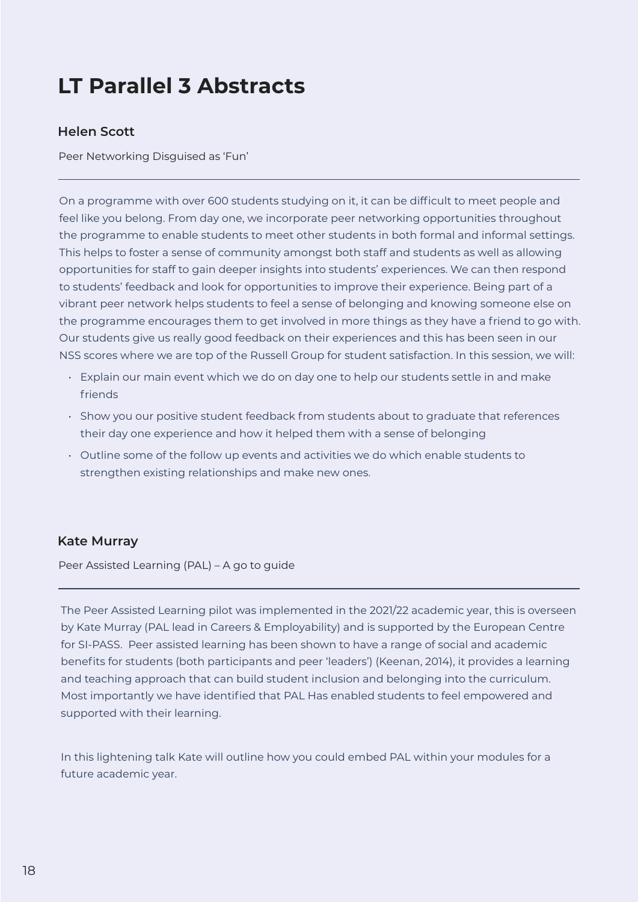# LT Parallel 3 Abstracts

### Helen Scott

Peer Networking Disguised as 'Fun'

---

On a programme with over 600 students studying on it, it can be difficult to meet people and feel like you belong. From day one, we incorporate peer networking opportunities throughout the programme to enable students to meet other students in both formal and informal settings. This helps to foster a sense of community amongst both staff and students as well as allowing opportunities for staff to gain deeper insights into students' experiences. We can then respond to students' feedback and look for opportunities to improve their experience. Being part of a vibrant peer network helps students to feel a sense of belonging and knowing someone else on the programme encourages them to get involved in more things as they have a friend to go with. Our students give us really good feedback on their experiences and this has been seen in our NSS scores where we are top of the Russell Group for student satisfaction. In this session, we will:

- Explain our main event which we do on day one to help our students settle in and make friends
- Show you our positive student feedback from students about to graduate that references their day one experience and how it helped them with a sense of belonging
- Outline some of the follow up events and activities we do which enable students to strengthen existing relationships and make new ones.

### Kate Murray

Peer Assisted Learning (PAL) – A go to guide

---

The Peer Assisted Learning pilot was implemented in the 2021/22 academic year, this is overseen by Kate Murray (PAL lead in Careers & Employability) and is supported by the European Centre for SI-PASS. Peer assisted learning has been shown to have a range of social and academic benefits for students (both participants and peer 'leaders') (Keenan, 2014), it provides a learning and teaching approach that can build student inclusion and belonging into the curriculum. Most importantly we have identified that PAL Has enabled students to feel empowered and supported with their learning.

In this lightening talk Kate will outline how you could embed PAL within your modules for a future academic year.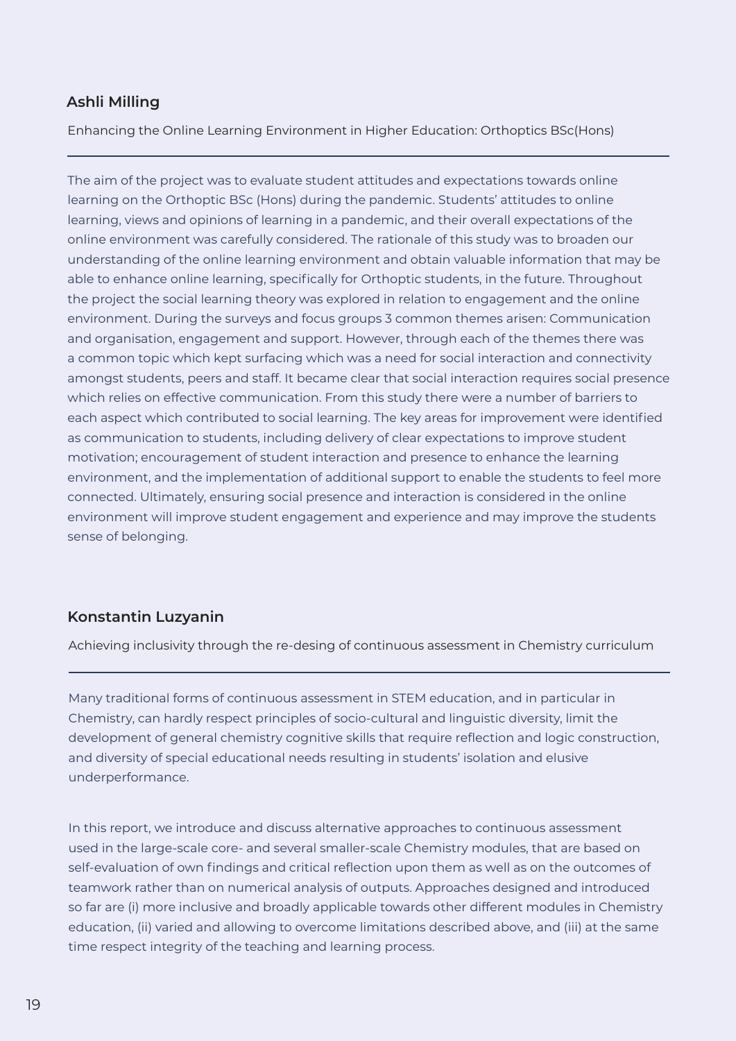### Ashli Milling

Enhancing the Online Learning Environment in Higher Education: Orthoptics BSc(Hons)

---

The aim of the project was to evaluate student attitudes and expectations towards online learning on the Orthoptic BSc (Hons) during the pandemic. Students' attitudes to online learning, views and opinions of learning in a pandemic, and their overall expectations of the online environment was carefully considered. The rationale of this study was to broaden our understanding of the online learning environment and obtain valuable information that may be able to enhance online learning, specifically for Orthoptic students, in the future. Throughout the project the social learning theory was explored in relation to engagement and the online environment. During the surveys and focus groups 3 common themes arisen: Communication and organisation, engagement and support. However, through each of the themes there was a common topic which kept surfacing which was a need for social interaction and connectivity amongst students, peers and staff. It became clear that social interaction requires social presence which relies on effective communication. From this study there were a number of barriers to each aspect which contributed to social learning. The key areas for improvement were identified as communication to students, including delivery of clear expectations to improve student motivation; encouragement of student interaction and presence to enhance the learning environment, and the implementation of additional support to enable the students to feel more connected. Ultimately, ensuring social presence and interaction is considered in the online environment will improve student engagement and experience and may improve the students sense of belonging.

### Konstantin Luzyanin

Achieving inclusivity through the re-desing of continuous assessment in Chemistry curriculum

---

Many traditional forms of continuous assessment in STEM education, and in particular in Chemistry, can hardly respect principles of socio-cultural and linguistic diversity, limit the development of general chemistry cognitive skills that require reflection and logic construction, and diversity of special educational needs resulting in students' isolation and elusive underperformance.

In this report, we introduce and discuss alternative approaches to continuous assessment used in the large-scale core- and several smaller-scale Chemistry modules, that are based on self-evaluation of own findings and critical reflection upon them as well as on the outcomes of teamwork rather than on numerical analysis of outputs. Approaches designed and introduced so far are (i) more inclusive and broadly applicable towards other different modules in Chemistry education, (ii) varied and allowing to overcome limitations described above, and (iii) at the same time respect integrity of the teaching and learning process.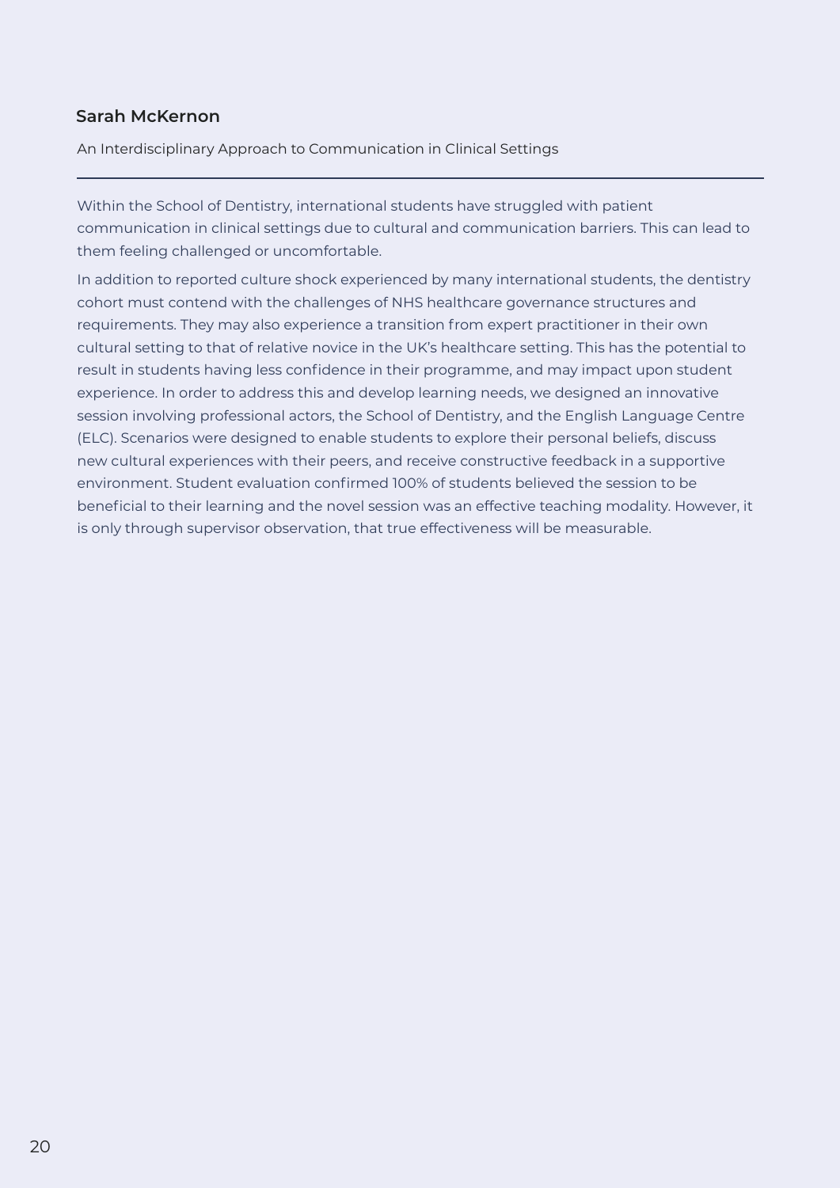## Sarah McKernon

An Interdisciplinary Approach to Communication in Clinical Settings

---

Within the School of Dentistry, international students have struggled with patient communication in clinical settings due to cultural and communication barriers. This can lead to them feeling challenged or uncomfortable.

In addition to reported culture shock experienced by many international students, the dentistry cohort must contend with the challenges of NHS healthcare governance structures and requirements. They may also experience a transition from expert practitioner in their own cultural setting to that of relative novice in the UK's healthcare setting. This has the potential to result in students having less confidence in their programme, and may impact upon student experience. In order to address this and develop learning needs, we designed an innovative session involving professional actors, the School of Dentistry, and the English Language Centre (ELC). Scenarios were designed to enable students to explore their personal beliefs, discuss new cultural experiences with their peers, and receive constructive feedback in a supportive environment. Student evaluation confirmed 100% of students believed the session to be beneficial to their learning and the novel session was an effective teaching modality. However, it is only through supervisor observation, that true effectiveness will be measurable.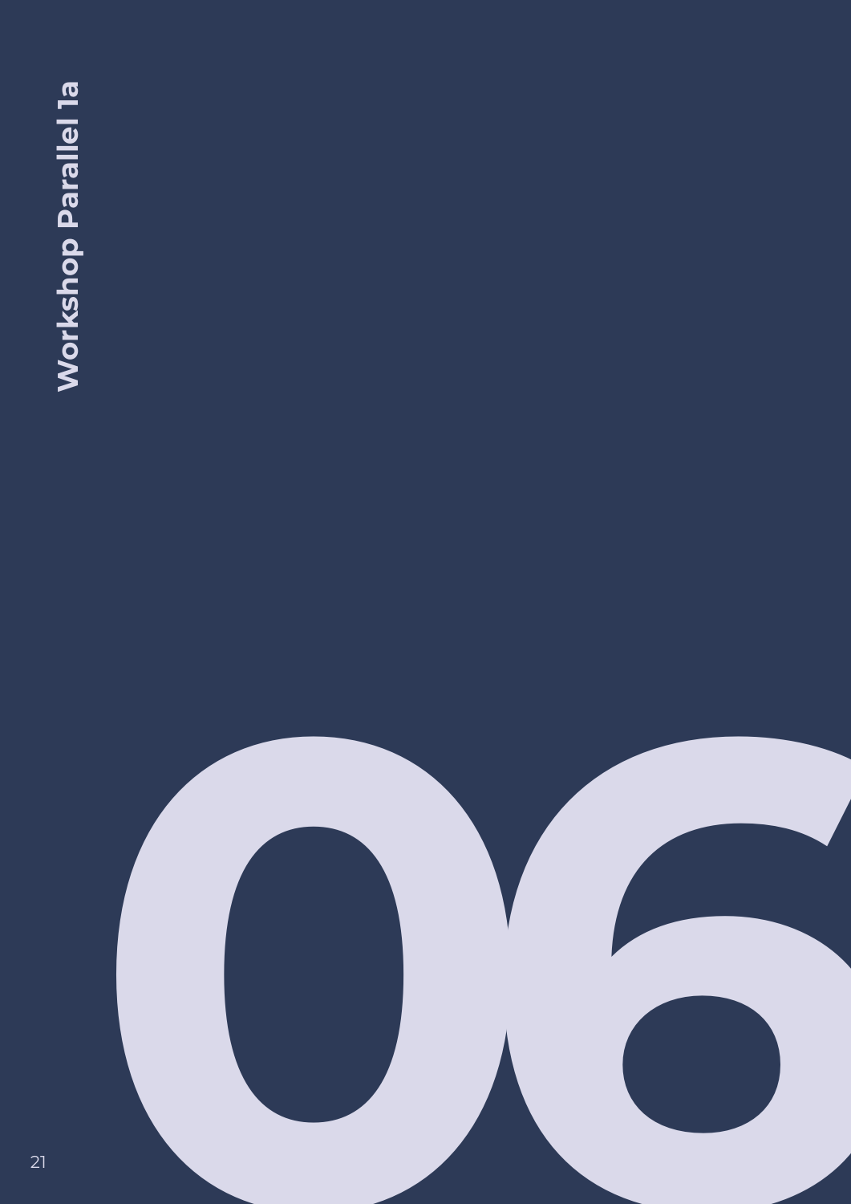# 06

## Workshop Parallel 1a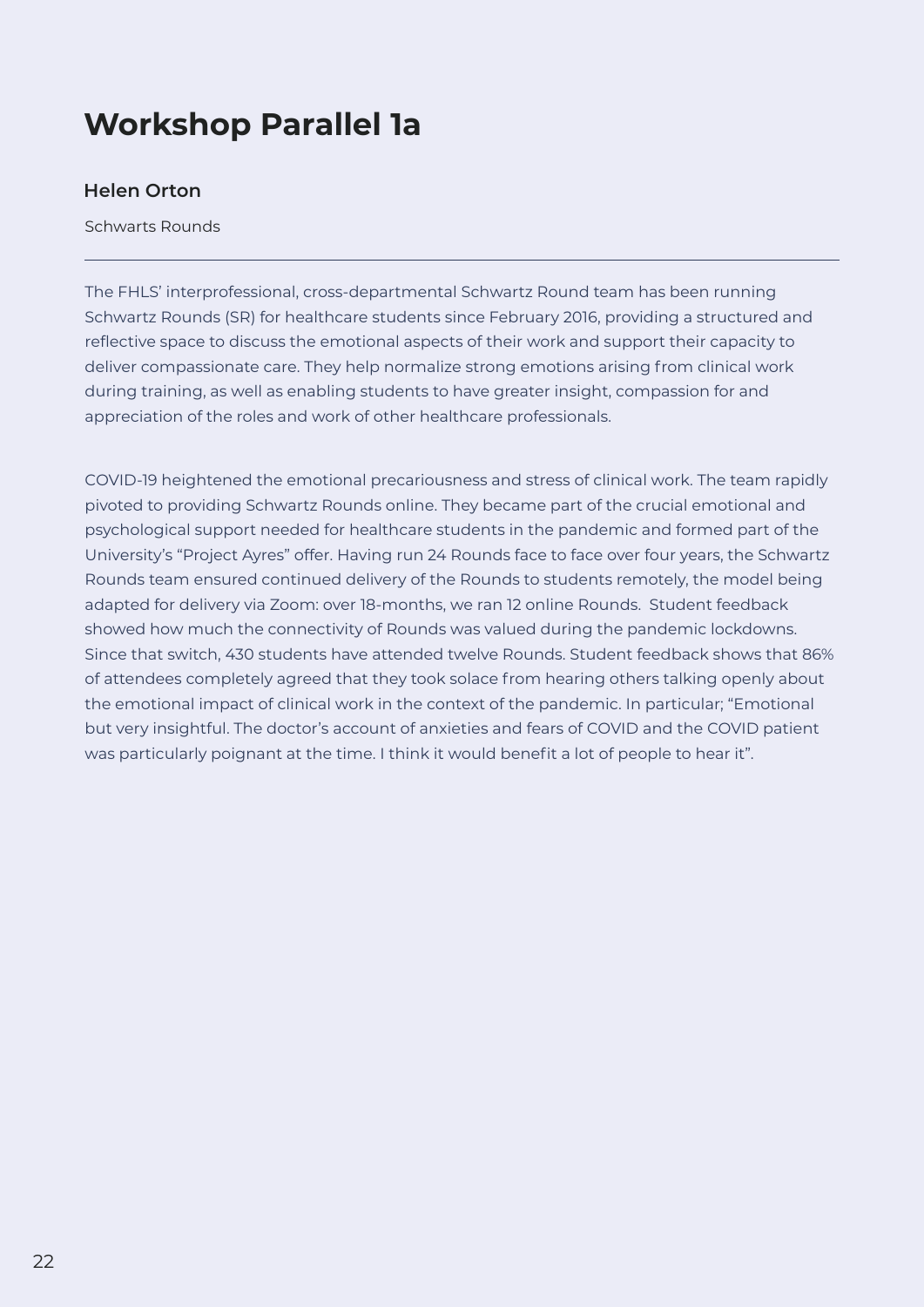# Workshop Parallel 1a

### Helen Orton

Schwarts Rounds

---

The FHLS' interprofessional, cross-departmental Schwartz Round team has been running Schwartz Rounds (SR) for healthcare students since February 2016, providing a structured and reflective space to discuss the emotional aspects of their work and support their capacity to deliver compassionate care. They help normalize strong emotions arising from clinical work during training, as well as enabling students to have greater insight, compassion for and appreciation of the roles and work of other healthcare professionals.

COVID-19 heightened the emotional precariousness and stress of clinical work. The team rapidly pivoted to providing Schwartz Rounds online. They became part of the crucial emotional and psychological support needed for healthcare students in the pandemic and formed part of the University's "Project Ayres" offer. Having run 24 Rounds face to face over four years, the Schwartz Rounds team ensured continued delivery of the Rounds to students remotely, the model being adapted for delivery via Zoom: over 18-months, we ran 12 online Rounds. Student feedback showed how much the connectivity of Rounds was valued during the pandemic lockdowns. Since that switch, 430 students have attended twelve Rounds. Student feedback shows that 86% of attendees completely agreed that they took solace from hearing others talking openly about the emotional impact of clinical work in the context of the pandemic. In particular; "Emotional but very insightful. The doctor's account of anxieties and fears of COVID and the COVID patient was particularly poignant at the time. I think it would benefit a lot of people to hear it".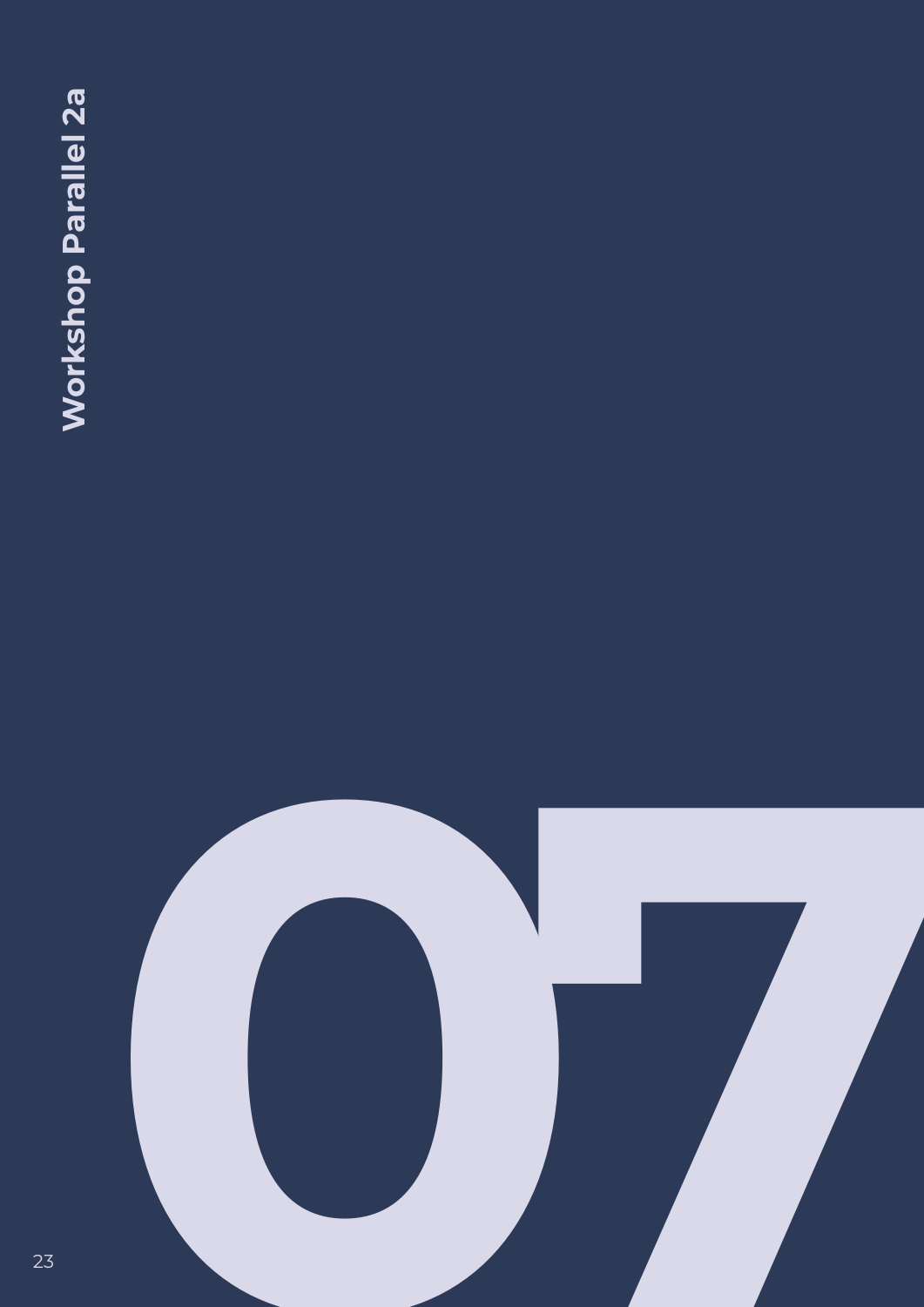# Workshop Parallel 2a

# 07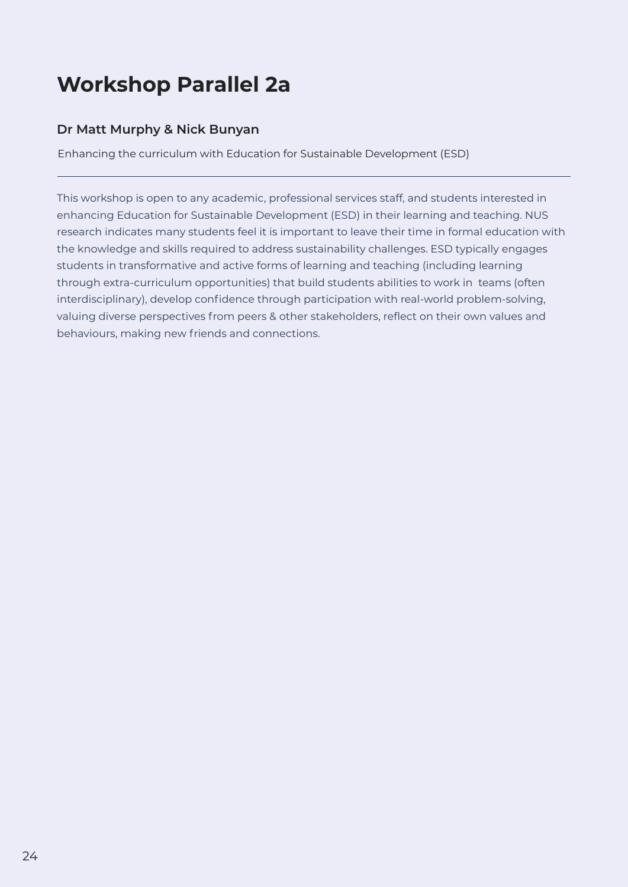# Workshop Parallel 2a

### Dr Matt Murphy & Nick Bunyan

Enhancing the curriculum with Education for Sustainable Development (ESD)

---

This workshop is open to any academic, professional services staff, and students interested in enhancing Education for Sustainable Development (ESD) in their learning and teaching. NUS research indicates many students feel it is important to leave their time in formal education with the knowledge and skills required to address sustainability challenges. ESD typically engages students in transformative and active forms of learning and teaching (including learning through extra-curriculum opportunities) that build students abilities to work in teams (often interdisciplinary), develop confidence through participation with real-world problem-solving, valuing diverse perspectives from peers & other stakeholders, reflect on their own values and behaviours, making new friends and connections.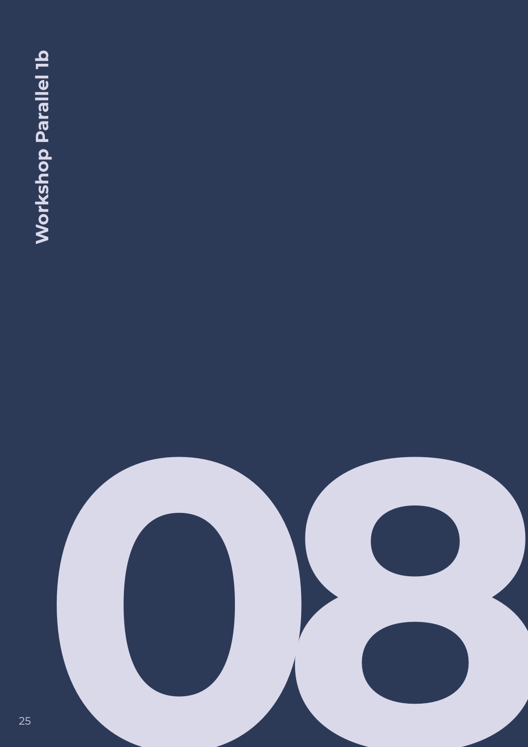# Workshop Parallel 1b

# 08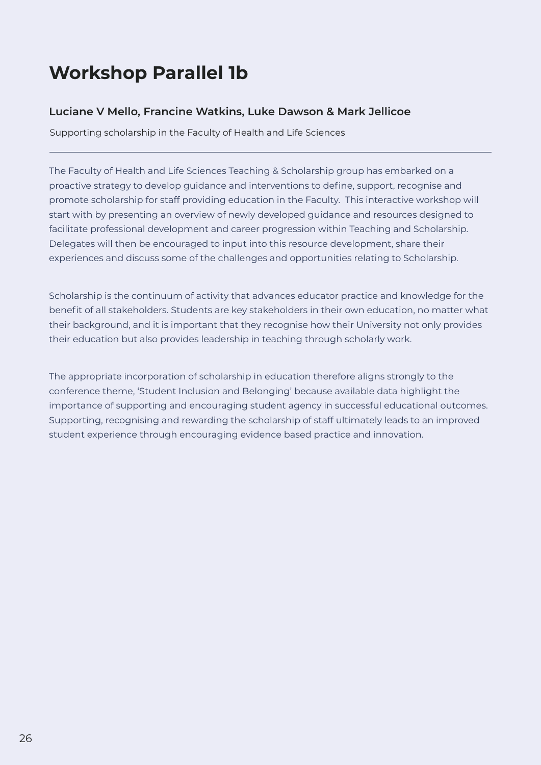# Workshop Parallel 1b

### Luciane V Mello, Francine Watkins, Luke Dawson & Mark Jellicoe

Supporting scholarship in the Faculty of Health and Life Sciences

---

The Faculty of Health and Life Sciences Teaching & Scholarship group has embarked on a proactive strategy to develop guidance and interventions to define, support, recognise and promote scholarship for staff providing education in the Faculty. This interactive workshop will start with by presenting an overview of newly developed guidance and resources designed to facilitate professional development and career progression within Teaching and Scholarship. Delegates will then be encouraged to input into this resource development, share their experiences and discuss some of the challenges and opportunities relating to Scholarship.

Scholarship is the continuum of activity that advances educator practice and knowledge for the benefit of all stakeholders. Students are key stakeholders in their own education, no matter what their background, and it is important that they recognise how their University not only provides their education but also provides leadership in teaching through scholarly work.

The appropriate incorporation of scholarship in education therefore aligns strongly to the conference theme, 'Student Inclusion and Belonging' because available data highlight the importance of supporting and encouraging student agency in successful educational outcomes. Supporting, recognising and rewarding the scholarship of staff ultimately leads to an improved student experience through encouraging evidence based practice and innovation.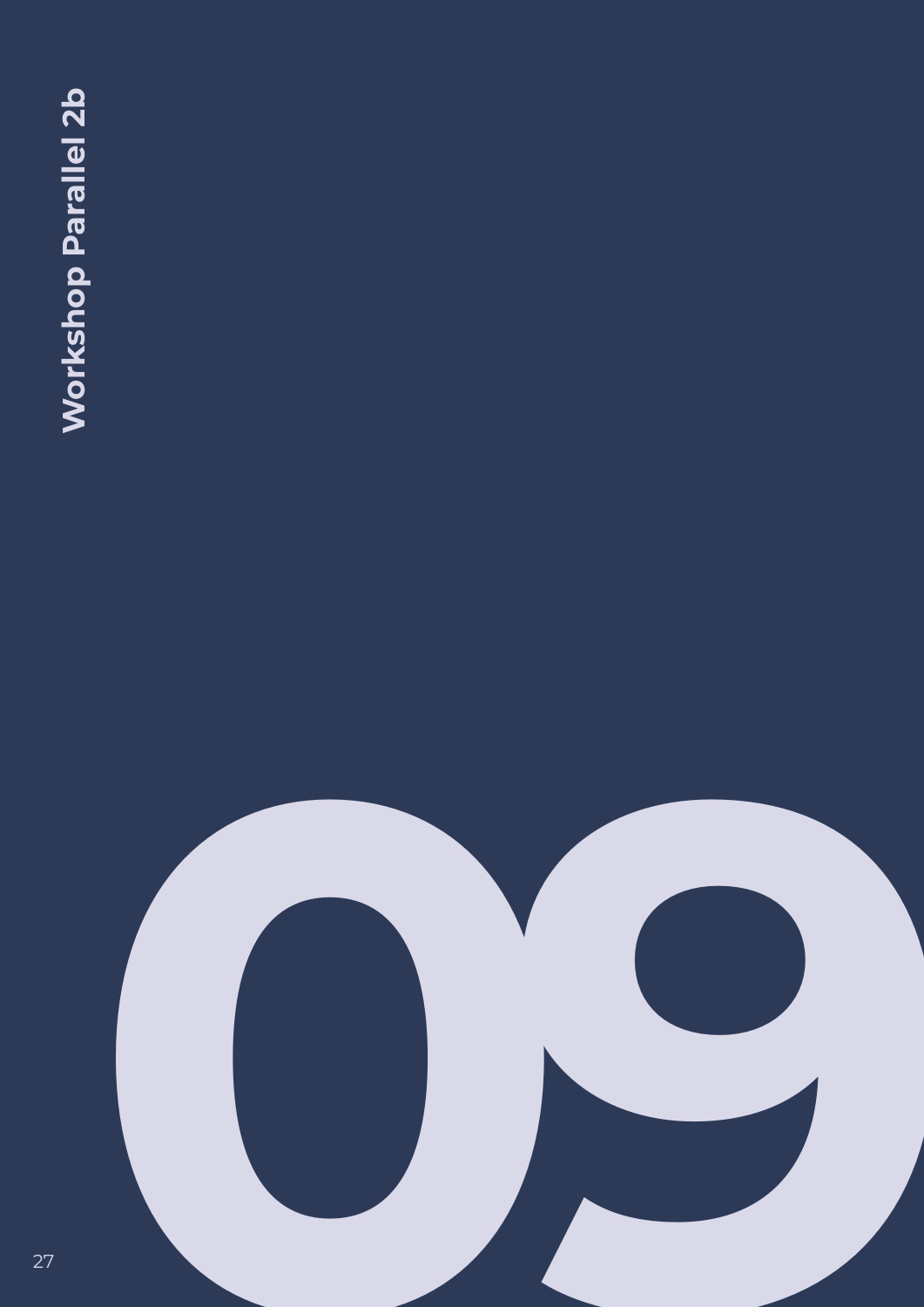# Workshop Parallel 2b

# 09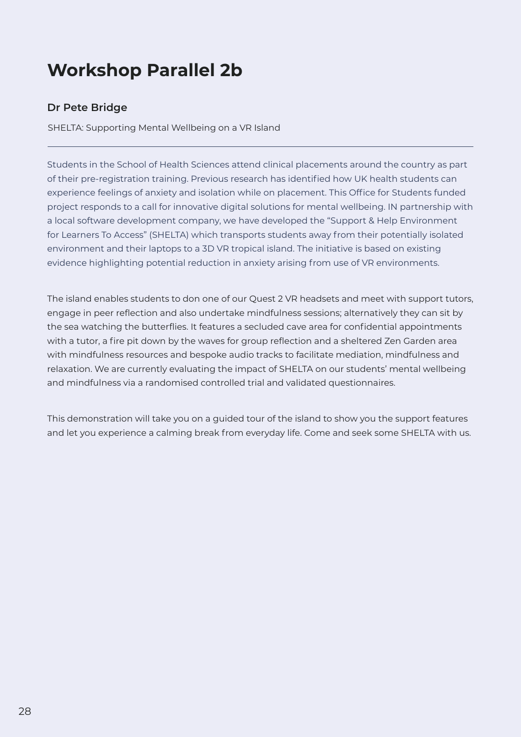# Workshop Parallel 2b

### Dr Pete Bridge

SHELTA: Supporting Mental Wellbeing on a VR Island

---

Students in the School of Health Sciences attend clinical placements around the country as part of their pre-registration training. Previous research has identified how UK health students can experience feelings of anxiety and isolation while on placement. This Office for Students funded project responds to a call for innovative digital solutions for mental wellbeing. IN partnership with a local software development company, we have developed the "Support & Help Environment for Learners To Access" (SHELTA) which transports students away from their potentially isolated environment and their laptops to a 3D VR tropical island. The initiative is based on existing evidence highlighting potential reduction in anxiety arising from use of VR environments.

The island enables students to don one of our Quest 2 VR headsets and meet with support tutors, engage in peer reflection and also undertake mindfulness sessions; alternatively they can sit by the sea watching the butterflies. It features a secluded cave area for confidential appointments with a tutor, a fire pit down by the waves for group reflection and a sheltered Zen Garden area with mindfulness resources and bespoke audio tracks to facilitate mediation, mindfulness and relaxation. We are currently evaluating the impact of SHELTA on our students' mental wellbeing and mindfulness via a randomised controlled trial and validated questionnaires.

This demonstration will take you on a guided tour of the island to show you the support features and let you experience a calming break from everyday life. Come and seek some SHELTA with us.